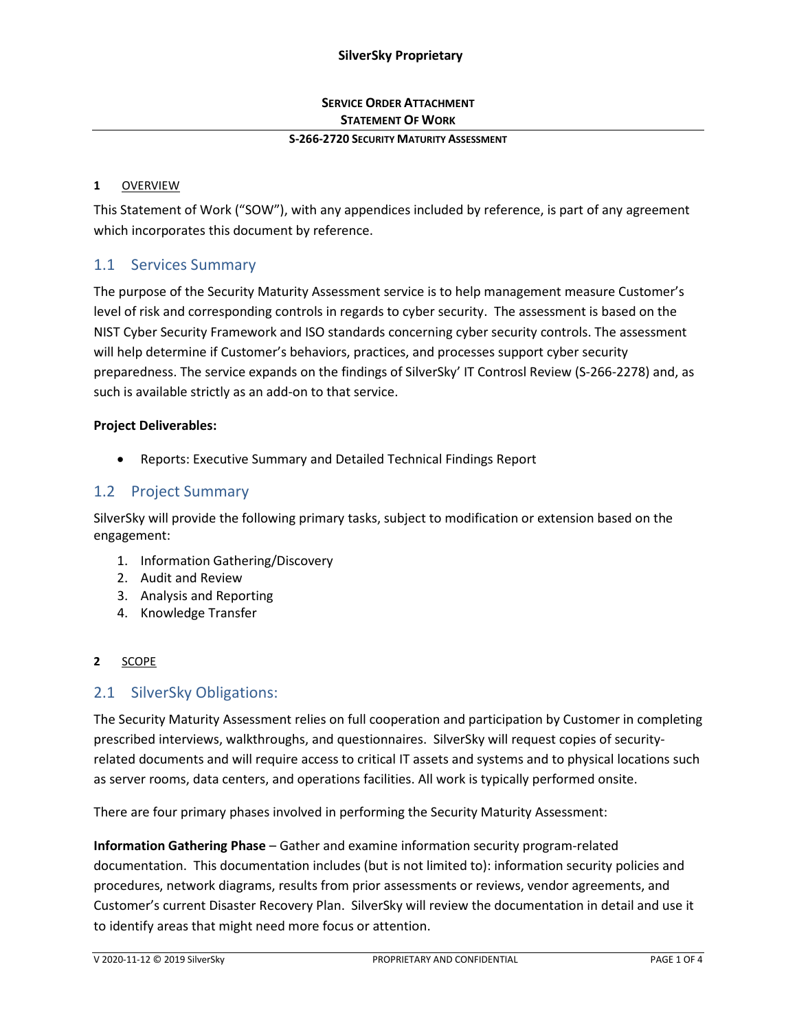**SilverSky Proprietary**

**SERVICE ORDER ATTACHMENT**
**STATEMENT OF WORK**

**S-266-2720 SECURITY MATURITY ASSESSMENT**

# 1 OVERVIEW

This Statement of Work ("SOW"), with any appendices included by reference, is part of any agreement which incorporates this document by reference.

## 1.1 Services Summary

The purpose of the Security Maturity Assessment service is to help management measure Customer's level of risk and corresponding controls in regards to cyber security. The assessment is based on the NIST Cyber Security Framework and ISO standards concerning cyber security controls. The assessment will help determine if Customer's behaviors, practices, and processes support cyber security preparedness. The service expands on the findings of SilverSky' IT Controsl Review (S-266-2278) and, as such is available strictly as an add-on to that service.

**Project Deliverables:**

- Reports: Executive Summary and Detailed Technical Findings Report

## 1.2 Project Summary

SilverSky will provide the following primary tasks, subject to modification or extension based on the engagement:

1. Information Gathering/Discovery
2. Audit and Review
3. Analysis and Reporting
4. Knowledge Transfer

# 2 SCOPE

## 2.1 SilverSky Obligations:

The Security Maturity Assessment relies on full cooperation and participation by Customer in completing prescribed interviews, walkthroughs, and questionnaires. SilverSky will request copies of security-related documents and will require access to critical IT assets and systems and to physical locations such as server rooms, data centers, and operations facilities. All work is typically performed onsite.

There are four primary phases involved in performing the Security Maturity Assessment:

**Information Gathering Phase** – Gather and examine information security program-related documentation. This documentation includes (but is not limited to): information security policies and procedures, network diagrams, results from prior assessments or reviews, vendor agreements, and Customer's current Disaster Recovery Plan. SilverSky will review the documentation in detail and use it to identify areas that might need more focus or attention.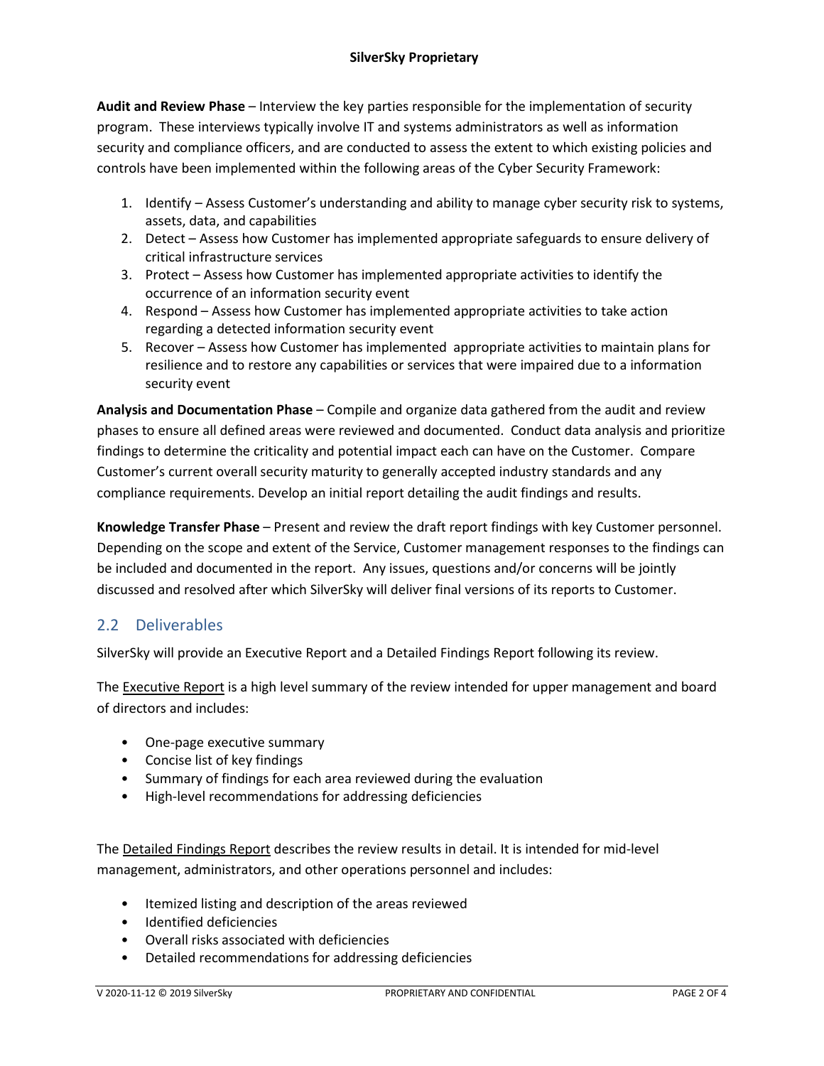**Audit and Review Phase** – Interview the key parties responsible for the implementation of security program. These interviews typically involve IT and systems administrators as well as information security and compliance officers, and are conducted to assess the extent to which existing policies and controls have been implemented within the following areas of the Cyber Security Framework:

1. Identify – Assess Customer's understanding and ability to manage cyber security risk to systems, assets, data, and capabilities
2. Detect – Assess how Customer has implemented appropriate safeguards to ensure delivery of critical infrastructure services
3. Protect – Assess how Customer has implemented appropriate activities to identify the occurrence of an information security event
4. Respond – Assess how Customer has implemented appropriate activities to take action regarding a detected information security event
5. Recover – Assess how Customer has implemented appropriate activities to maintain plans for resilience and to restore any capabilities or services that were impaired due to a information security event

**Analysis and Documentation Phase** – Compile and organize data gathered from the audit and review phases to ensure all defined areas were reviewed and documented. Conduct data analysis and prioritize findings to determine the criticality and potential impact each can have on the Customer. Compare Customer's current overall security maturity to generally accepted industry standards and any compliance requirements. Develop an initial report detailing the audit findings and results.

**Knowledge Transfer Phase** – Present and review the draft report findings with key Customer personnel. Depending on the scope and extent of the Service, Customer management responses to the findings can be included and documented in the report. Any issues, questions and/or concerns will be jointly discussed and resolved after which SilverSky will deliver final versions of its reports to Customer.

## 2.2 Deliverables

SilverSky will provide an Executive Report and a Detailed Findings Report following its review.

The Executive Report is a high level summary of the review intended for upper management and board of directors and includes:

- One-page executive summary
- Concise list of key findings
- Summary of findings for each area reviewed during the evaluation
- High-level recommendations for addressing deficiencies

The Detailed Findings Report describes the review results in detail. It is intended for mid-level management, administrators, and other operations personnel and includes:

- Itemized listing and description of the areas reviewed
- Identified deficiencies
- Overall risks associated with deficiencies
- Detailed recommendations for addressing deficiencies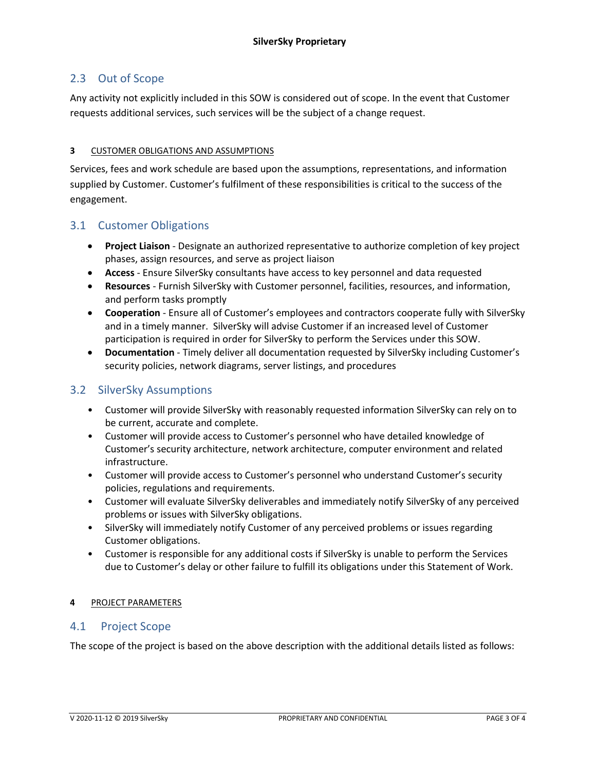## 2.3 Out of Scope

Any activity not explicitly included in this SOW is considered out of scope. In the event that Customer requests additional services, such services will be the subject of a change request.

# 3 CUSTOMER OBLIGATIONS AND ASSUMPTIONS

Services, fees and work schedule are based upon the assumptions, representations, and information supplied by Customer. Customer's fulfilment of these responsibilities is critical to the success of the engagement.

## 3.1 Customer Obligations

- **Project Liaison** - Designate an authorized representative to authorize completion of key project phases, assign resources, and serve as project liaison
- **Access** - Ensure SilverSky consultants have access to key personnel and data requested
- **Resources** - Furnish SilverSky with Customer personnel, facilities, resources, and information, and perform tasks promptly
- **Cooperation** - Ensure all of Customer's employees and contractors cooperate fully with SilverSky and in a timely manner. SilverSky will advise Customer if an increased level of Customer participation is required in order for SilverSky to perform the Services under this SOW.
- **Documentation** - Timely deliver all documentation requested by SilverSky including Customer's security policies, network diagrams, server listings, and procedures

## 3.2 SilverSky Assumptions

- Customer will provide SilverSky with reasonably requested information SilverSky can rely on to be current, accurate and complete.
- Customer will provide access to Customer's personnel who have detailed knowledge of Customer's security architecture, network architecture, computer environment and related infrastructure.
- Customer will provide access to Customer's personnel who understand Customer's security policies, regulations and requirements.
- Customer will evaluate SilverSky deliverables and immediately notify SilverSky of any perceived problems or issues with SilverSky obligations.
- SilverSky will immediately notify Customer of any perceived problems or issues regarding Customer obligations.
- Customer is responsible for any additional costs if SilverSky is unable to perform the Services due to Customer's delay or other failure to fulfill its obligations under this Statement of Work.

# 4 PROJECT PARAMETERS

## 4.1 Project Scope

The scope of the project is based on the above description with the additional details listed as follows: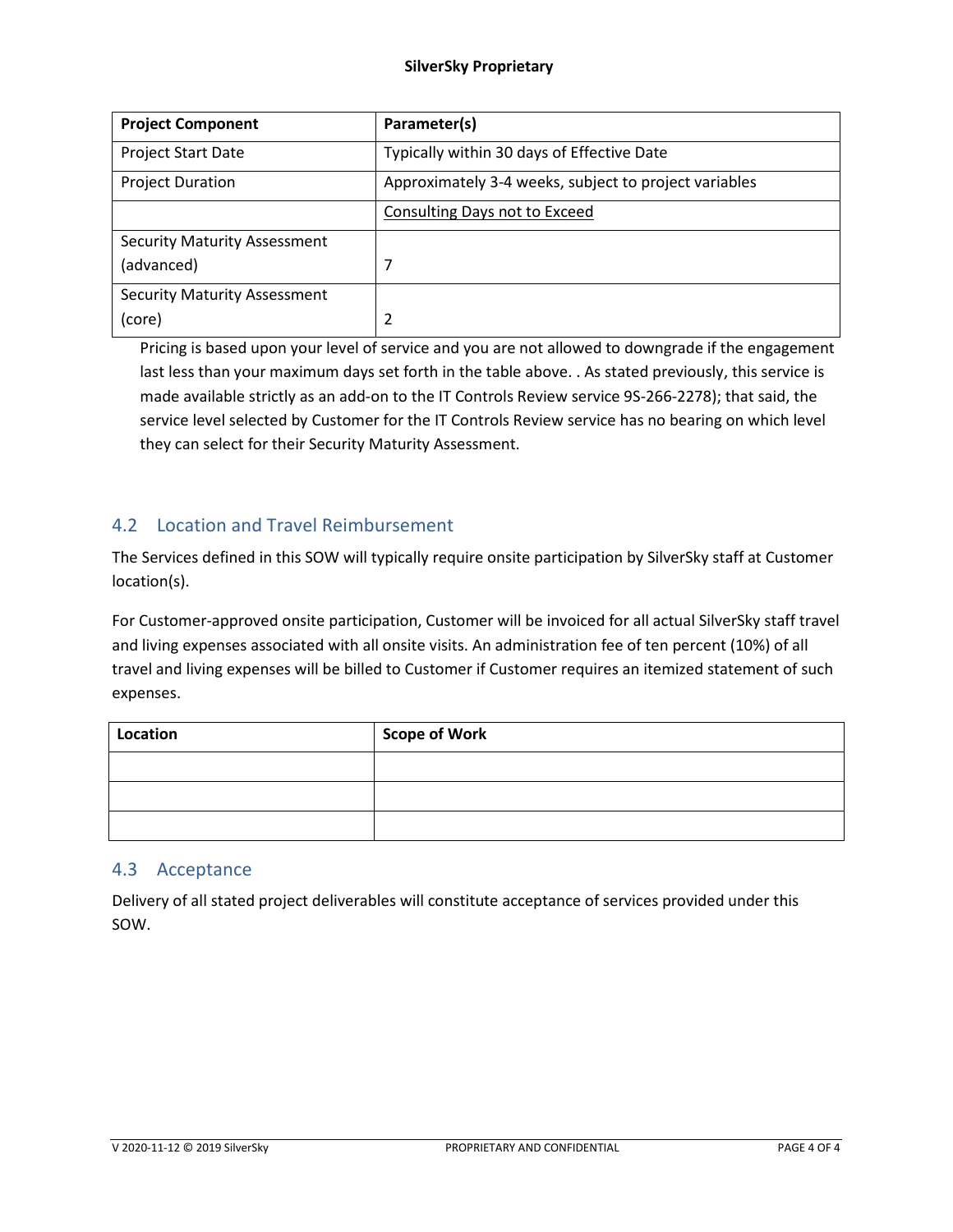| Project Component | Parameter(s) |
| --- | --- |
| Project Start Date | Typically within 30 days of Effective Date |
| Project Duration | Approximately 3-4 weeks, subject to project variables |
| | <u>Consulting Days not to Exceed</u> |
| Security Maturity Assessment (advanced) | 7 |
| Security Maturity Assessment (core) | 2 |

Pricing is based upon your level of service and you are not allowed to downgrade if the engagement last less than your maximum days set forth in the table above. . As stated previously, this service is made available strictly as an add-on to the IT Controls Review service 9S-266-2278); that said, the service level selected by Customer for the IT Controls Review service has no bearing on which level they can select for their Security Maturity Assessment.

## 4.2 Location and Travel Reimbursement

The Services defined in this SOW will typically require onsite participation by SilverSky staff at Customer location(s).

For Customer-approved onsite participation, Customer will be invoiced for all actual SilverSky staff travel and living expenses associated with all onsite visits. An administration fee of ten percent (10%) of all travel and living expenses will be billed to Customer if Customer requires an itemized statement of such expenses.

| Location | Scope of Work |
| --- | --- |
| | |
| | |
| | |

## 4.3 Acceptance

Delivery of all stated project deliverables will constitute acceptance of services provided under this SOW.